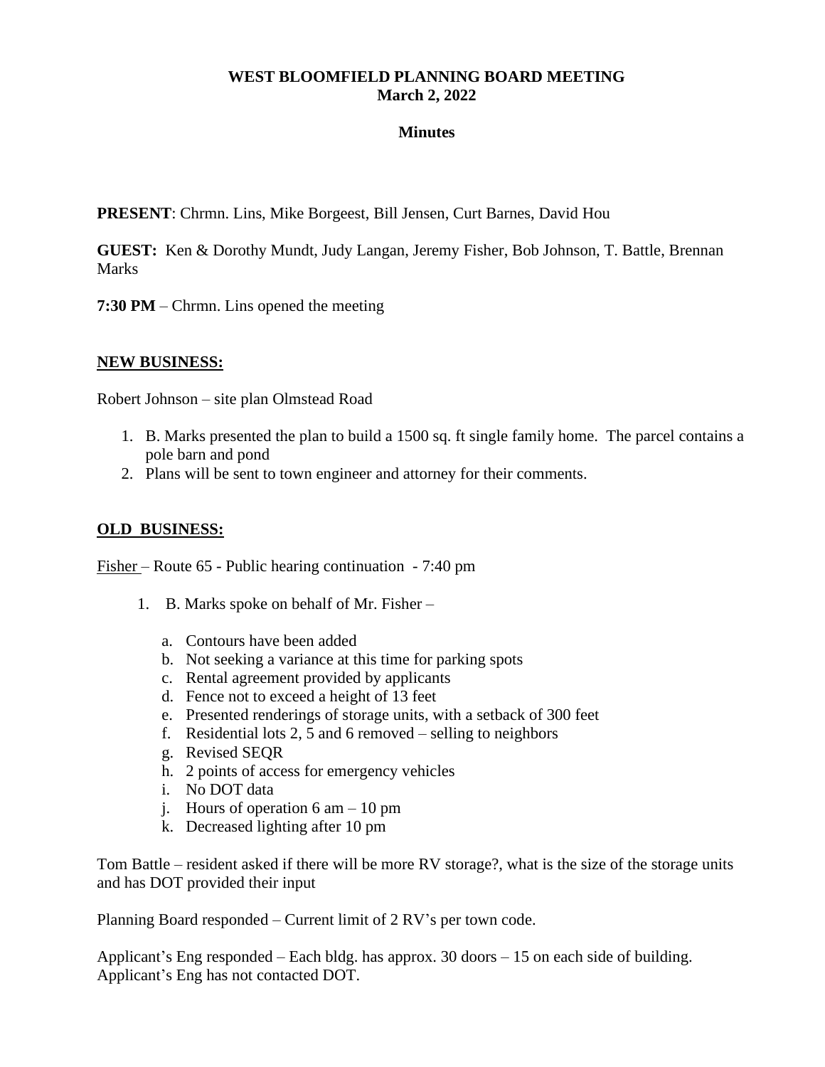**WEST BLOOMFIELD PLANNING BOARD MEETING**
**March 2, 2022**

**Minutes**

**PRESENT**: Chrmn. Lins, Mike Borgeest, Bill Jensen, Curt Barnes, David Hou

**GUEST:** Ken & Dorothy Mundt, Judy Langan, Jeremy Fisher, Bob Johnson, T. Battle, Brennan Marks

**7:30 PM** – Chrmn. Lins opened the meeting

**NEW BUSINESS:**

Robert Johnson – site plan Olmstead Road

1. B. Marks presented the plan to build a 1500 sq. ft single family home. The parcel contains a pole barn and pond
2. Plans will be sent to town engineer and attorney for their comments.

**OLD BUSINESS:**

Fisher – Route 65 - Public hearing continuation - 7:40 pm

1. B. Marks spoke on behalf of Mr. Fisher –
    a. Contours have been added
    b. Not seeking a variance at this time for parking spots
    c. Rental agreement provided by applicants
    d. Fence not to exceed a height of 13 feet
    e. Presented renderings of storage units, with a setback of 300 feet
    f. Residential lots 2, 5 and 6 removed – selling to neighbors
    g. Revised SEQR
    h. 2 points of access for emergency vehicles
    i. No DOT data
    j. Hours of operation 6 am – 10 pm
    k. Decreased lighting after 10 pm

Tom Battle – resident asked if there will be more RV storage?, what is the size of the storage units and has DOT provided their input

Planning Board responded – Current limit of 2 RV's per town code.

Applicant's Eng responded – Each bldg. has approx. 30 doors – 15 on each side of building. Applicant's Eng has not contacted DOT.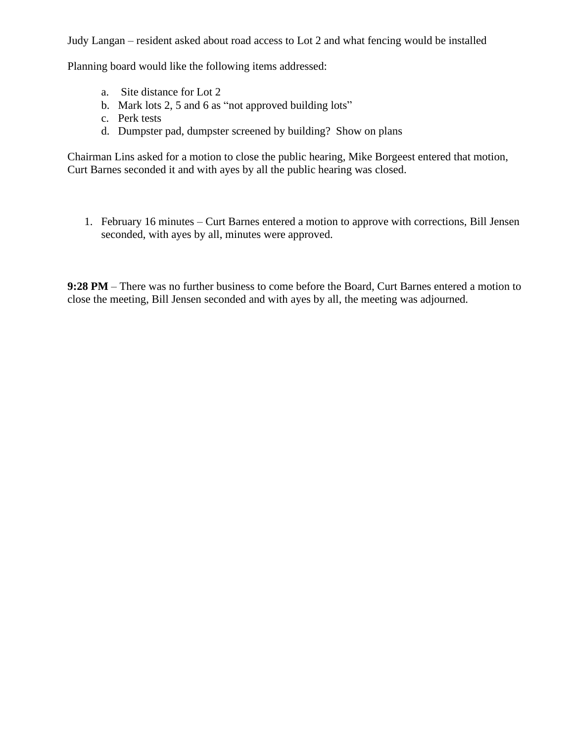Judy Langan – resident asked about road access to Lot 2 and what fencing would be installed

Planning board would like the following items addressed:

a. Site distance for Lot 2
b. Mark lots 2, 5 and 6 as "not approved building lots"
c. Perk tests
d. Dumpster pad, dumpster screened by building? Show on plans

Chairman Lins asked for a motion to close the public hearing, Mike Borgeest entered that motion, Curt Barnes seconded it and with ayes by all the public hearing was closed.

1. February 16 minutes – Curt Barnes entered a motion to approve with corrections, Bill Jensen seconded, with ayes by all, minutes were approved.

**9:28 PM** – There was no further business to come before the Board, Curt Barnes entered a motion to close the meeting, Bill Jensen seconded and with ayes by all, the meeting was adjourned.